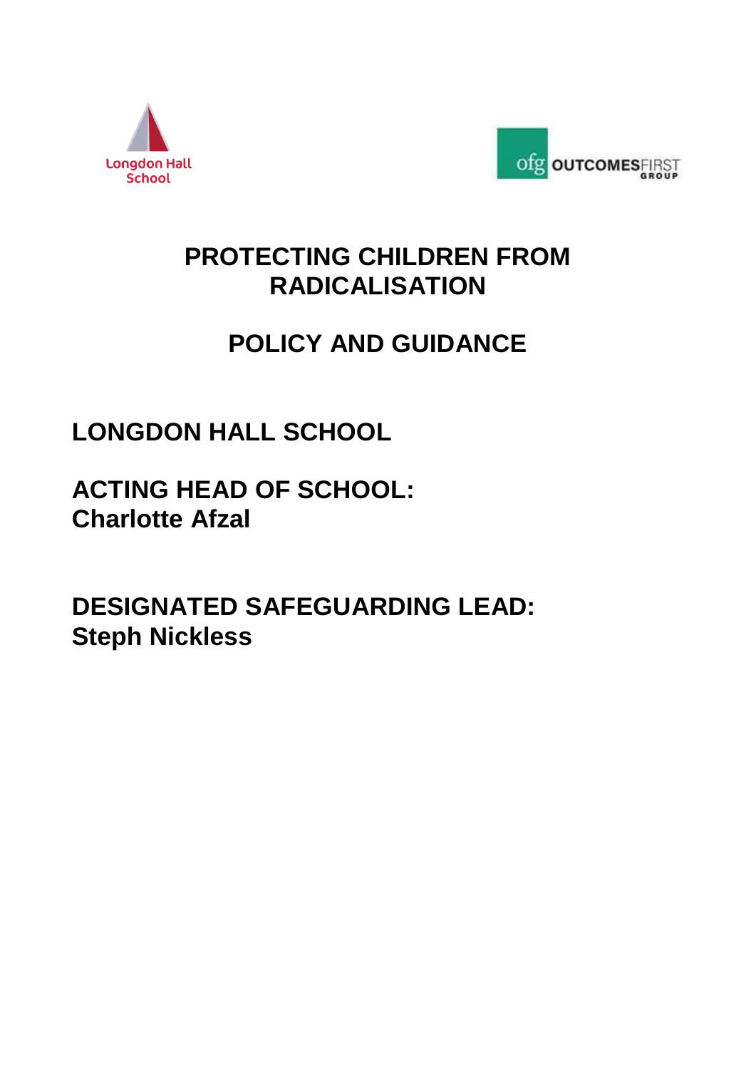Longdon Hall School

ofg OUTCOMESFIRST GROUP

# PROTECTING CHILDREN FROM RADICALISATION

# POLICY AND GUIDANCE

## LONGDON HALL SCHOOL

## ACTING HEAD OF SCHOOL:
## Charlotte Afzal

## DESIGNATED SAFEGUARDING LEAD:
## Steph Nickless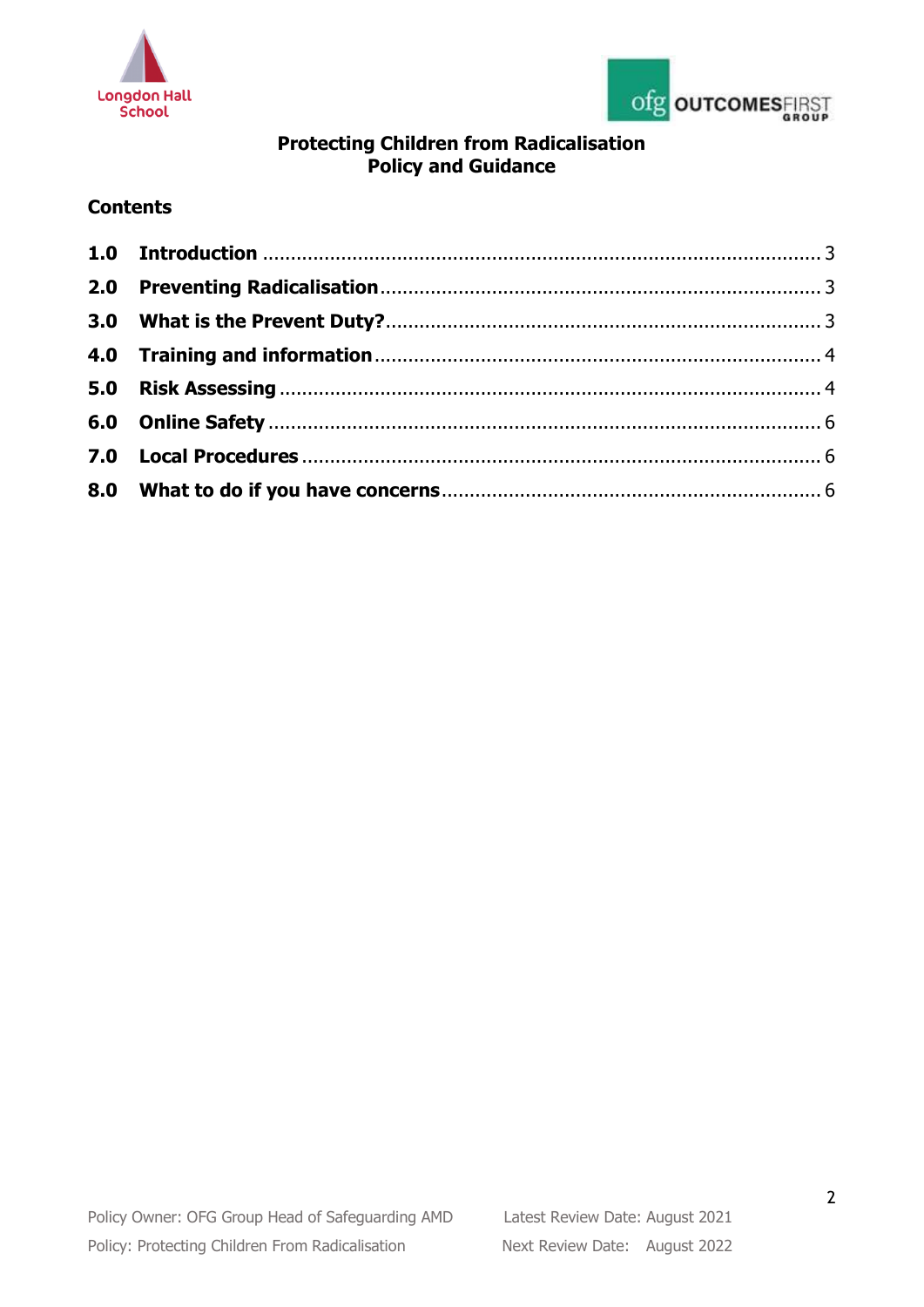# Protecting Children from Radicalisation
## Policy and Guidance

### Contents

| | | |
|---|---|---|
| **1.0** | **Introduction** | 3 |
| **2.0** | **Preventing Radicalisation** | 3 |
| **3.0** | **What is the Prevent Duty?** | 3 |
| **4.0** | **Training and information** | 4 |
| **5.0** | **Risk Assessing** | 4 |
| **6.0** | **Online Safety** | 6 |
| **7.0** | **Local Procedures** | 6 |
| **8.0** | **What to do if you have concerns** | 6 |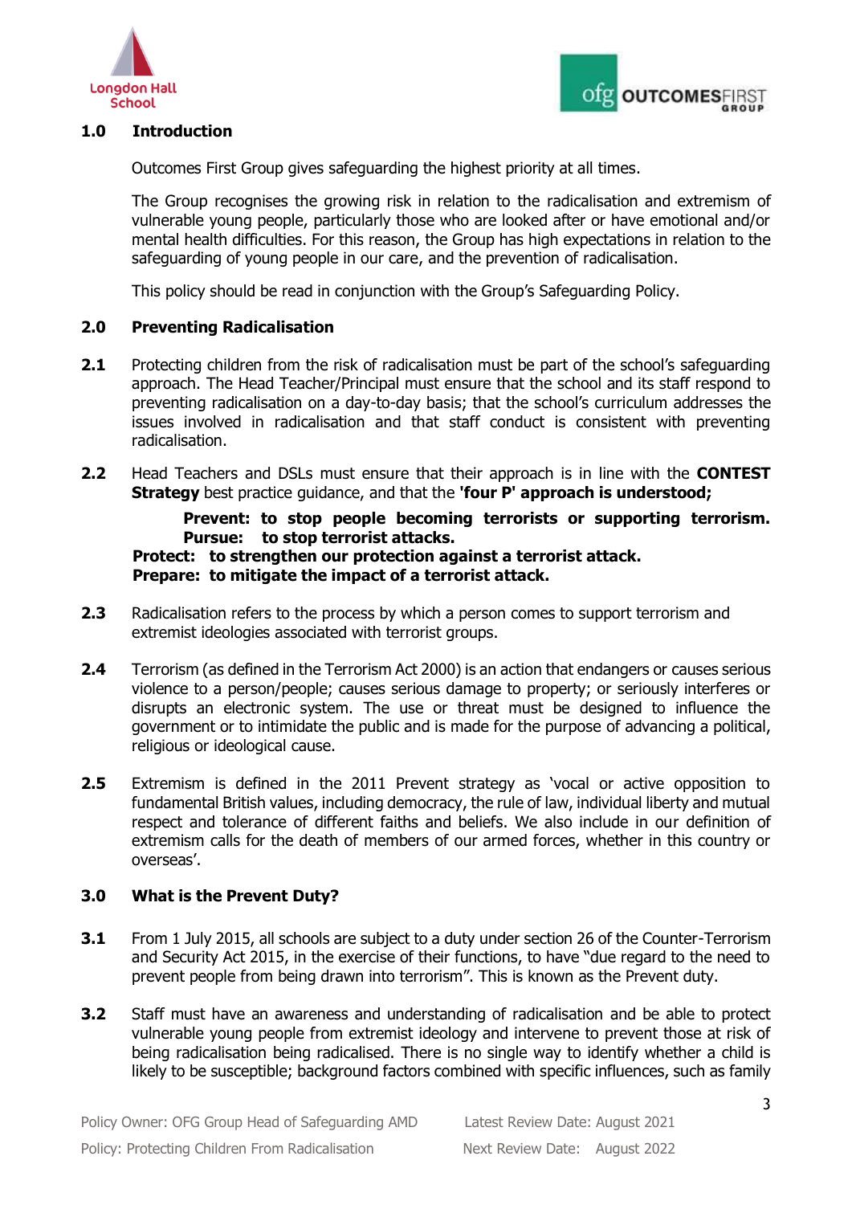## 1.0 Introduction

Outcomes First Group gives safeguarding the highest priority at all times.

The Group recognises the growing risk in relation to the radicalisation and extremism of vulnerable young people, particularly those who are looked after or have emotional and/or mental health difficulties. For this reason, the Group has high expectations in relation to the safeguarding of young people in our care, and the prevention of radicalisation.

This policy should be read in conjunction with the Group's Safeguarding Policy.

## 2.0 Preventing Radicalisation

**2.1** Protecting children from the risk of radicalisation must be part of the school's safeguarding approach. The Head Teacher/Principal must ensure that the school and its staff respond to preventing radicalisation on a day-to-day basis; that the school's curriculum addresses the issues involved in radicalisation and that staff conduct is consistent with preventing radicalisation.

**2.2** Head Teachers and DSLs must ensure that their approach is in line with the **CONTEST Strategy** best practice guidance, and that the **'four P' approach is understood;**

**Prevent: to stop people becoming terrorists or supporting terrorism.**
**Pursue: to stop terrorist attacks.**
**Protect: to strengthen our protection against a terrorist attack.**
**Prepare: to mitigate the impact of a terrorist attack.**

**2.3** Radicalisation refers to the process by which a person comes to support terrorism and extremist ideologies associated with terrorist groups.

**2.4** Terrorism (as defined in the Terrorism Act 2000) is an action that endangers or causes serious violence to a person/people; causes serious damage to property; or seriously interferes or disrupts an electronic system. The use or threat must be designed to influence the government or to intimidate the public and is made for the purpose of advancing a political, religious or ideological cause.

**2.5** Extremism is defined in the 2011 Prevent strategy as 'vocal or active opposition to fundamental British values, including democracy, the rule of law, individual liberty and mutual respect and tolerance of different faiths and beliefs. We also include in our definition of extremism calls for the death of members of our armed forces, whether in this country or overseas'.

## 3.0 What is the Prevent Duty?

**3.1** From 1 July 2015, all schools are subject to a duty under section 26 of the Counter-Terrorism and Security Act 2015, in the exercise of their functions, to have "due regard to the need to prevent people from being drawn into terrorism". This is known as the Prevent duty.

**3.2** Staff must have an awareness and understanding of radicalisation and be able to protect vulnerable young people from extremist ideology and intervene to prevent those at risk of being radicalisation being radicalised. There is no single way to identify whether a child is likely to be susceptible; background factors combined with specific influences, such as family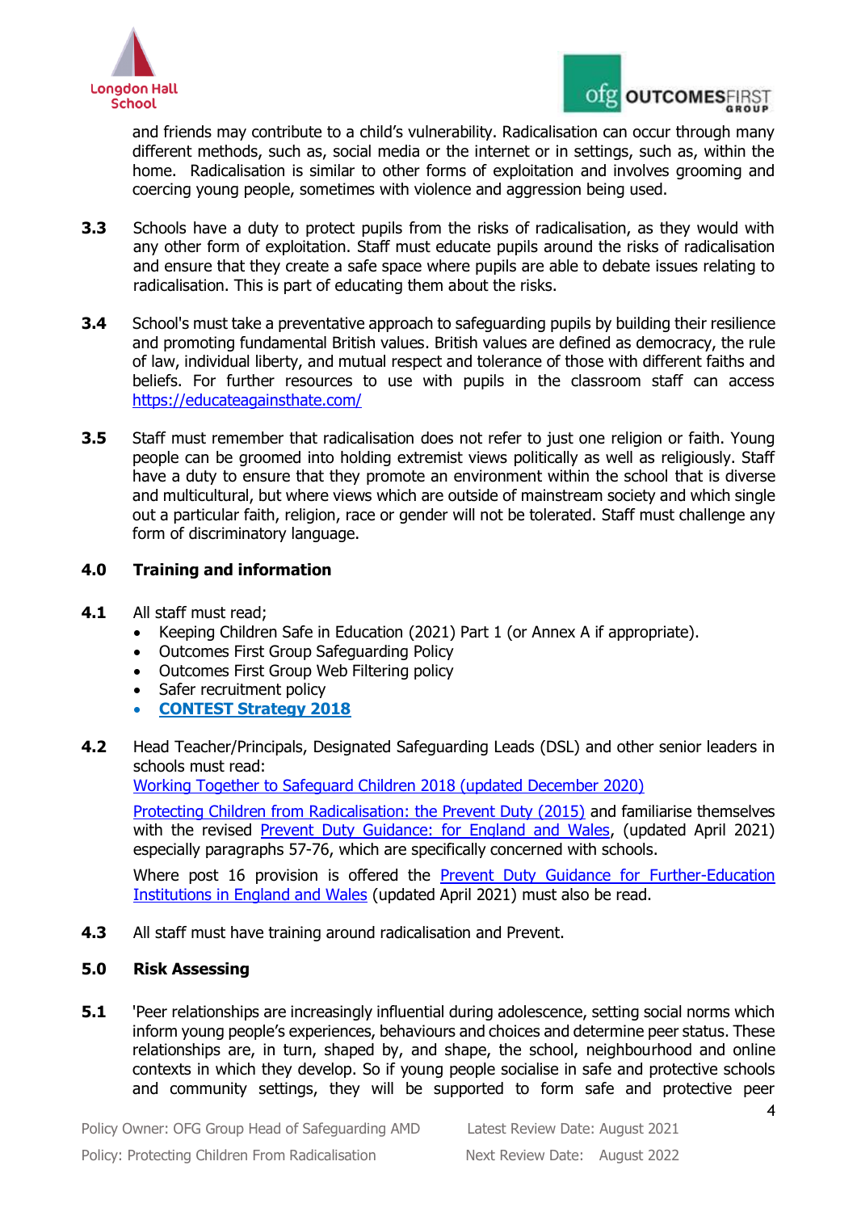and friends may contribute to a child's vulnerability. Radicalisation can occur through many different methods, such as, social media or the internet or in settings, such as, within the home. Radicalisation is similar to other forms of exploitation and involves grooming and coercing young people, sometimes with violence and aggression being used.

**3.3** Schools have a duty to protect pupils from the risks of radicalisation, as they would with any other form of exploitation. Staff must educate pupils around the risks of radicalisation and ensure that they create a safe space where pupils are able to debate issues relating to radicalisation. This is part of educating them about the risks.

**3.4** School's must take a preventative approach to safeguarding pupils by building their resilience and promoting fundamental British values. British values are defined as democracy, the rule of law, individual liberty, and mutual respect and tolerance of those with different faiths and beliefs. For further resources to use with pupils in the classroom staff can access https://educateagainsthate.com/

**3.5** Staff must remember that radicalisation does not refer to just one religion or faith. Young people can be groomed into holding extremist views politically as well as religiously. Staff have a duty to ensure that they promote an environment within the school that is diverse and multicultural, but where views which are outside of mainstream society and which single out a particular faith, religion, race or gender will not be tolerated. Staff must challenge any form of discriminatory language.

## 4.0 Training and information

**4.1** All staff must read;

- Keeping Children Safe in Education (2021) Part 1 (or Annex A if appropriate).
- Outcomes First Group Safeguarding Policy
- Outcomes First Group Web Filtering policy
- Safer recruitment policy
- **CONTEST Strategy 2018**

**4.2** Head Teacher/Principals, Designated Safeguarding Leads (DSL) and other senior leaders in schools must read:
Working Together to Safeguard Children 2018 (updated December 2020)

Protecting Children from Radicalisation: the Prevent Duty (2015) and familiarise themselves with the revised Prevent Duty Guidance: for England and Wales, (updated April 2021) especially paragraphs 57-76, which are specifically concerned with schools.

Where post 16 provision is offered the Prevent Duty Guidance for Further-Education Institutions in England and Wales (updated April 2021) must also be read.

**4.3** All staff must have training around radicalisation and Prevent.

## 5.0 Risk Assessing

**5.1** 'Peer relationships are increasingly influential during adolescence, setting social norms which inform young people's experiences, behaviours and choices and determine peer status. These relationships are, in turn, shaped by, and shape, the school, neighbourhood and online contexts in which they develop. So if young people socialise in safe and protective schools and community settings, they will be supported to form safe and protective peer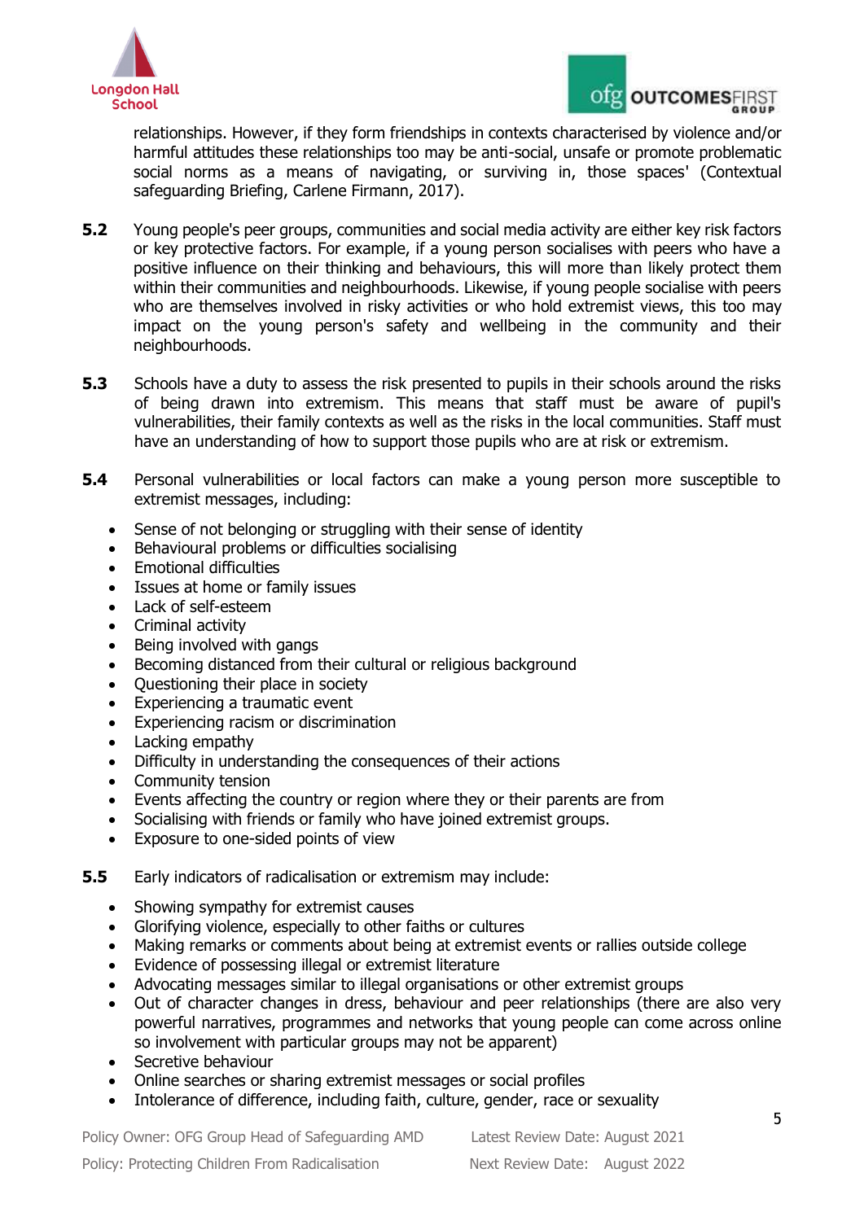relationships. However, if they form friendships in contexts characterised by violence and/or harmful attitudes these relationships too may be anti-social, unsafe or promote problematic social norms as a means of navigating, or surviving in, those spaces' (Contextual safeguarding Briefing, Carlene Firmann, 2017).

**5.2** Young people's peer groups, communities and social media activity are either key risk factors or key protective factors. For example, if a young person socialises with peers who have a positive influence on their thinking and behaviours, this will more than likely protect them within their communities and neighbourhoods. Likewise, if young people socialise with peers who are themselves involved in risky activities or who hold extremist views, this too may impact on the young person's safety and wellbeing in the community and their neighbourhoods.

**5.3** Schools have a duty to assess the risk presented to pupils in their schools around the risks of being drawn into extremism. This means that staff must be aware of pupil's vulnerabilities, their family contexts as well as the risks in the local communities. Staff must have an understanding of how to support those pupils who are at risk or extremism.

**5.4** Personal vulnerabilities or local factors can make a young person more susceptible to extremist messages, including:

- Sense of not belonging or struggling with their sense of identity
- Behavioural problems or difficulties socialising
- Emotional difficulties
- Issues at home or family issues
- Lack of self-esteem
- Criminal activity
- Being involved with gangs
- Becoming distanced from their cultural or religious background
- Questioning their place in society
- Experiencing a traumatic event
- Experiencing racism or discrimination
- Lacking empathy
- Difficulty in understanding the consequences of their actions
- Community tension
- Events affecting the country or region where they or their parents are from
- Socialising with friends or family who have joined extremist groups.
- Exposure to one-sided points of view

**5.5** Early indicators of radicalisation or extremism may include:

- Showing sympathy for extremist causes
- Glorifying violence, especially to other faiths or cultures
- Making remarks or comments about being at extremist events or rallies outside college
- Evidence of possessing illegal or extremist literature
- Advocating messages similar to illegal organisations or other extremist groups
- Out of character changes in dress, behaviour and peer relationships (there are also very powerful narratives, programmes and networks that young people can come across online so involvement with particular groups may not be apparent)
- Secretive behaviour
- Online searches or sharing extremist messages or social profiles
- Intolerance of difference, including faith, culture, gender, race or sexuality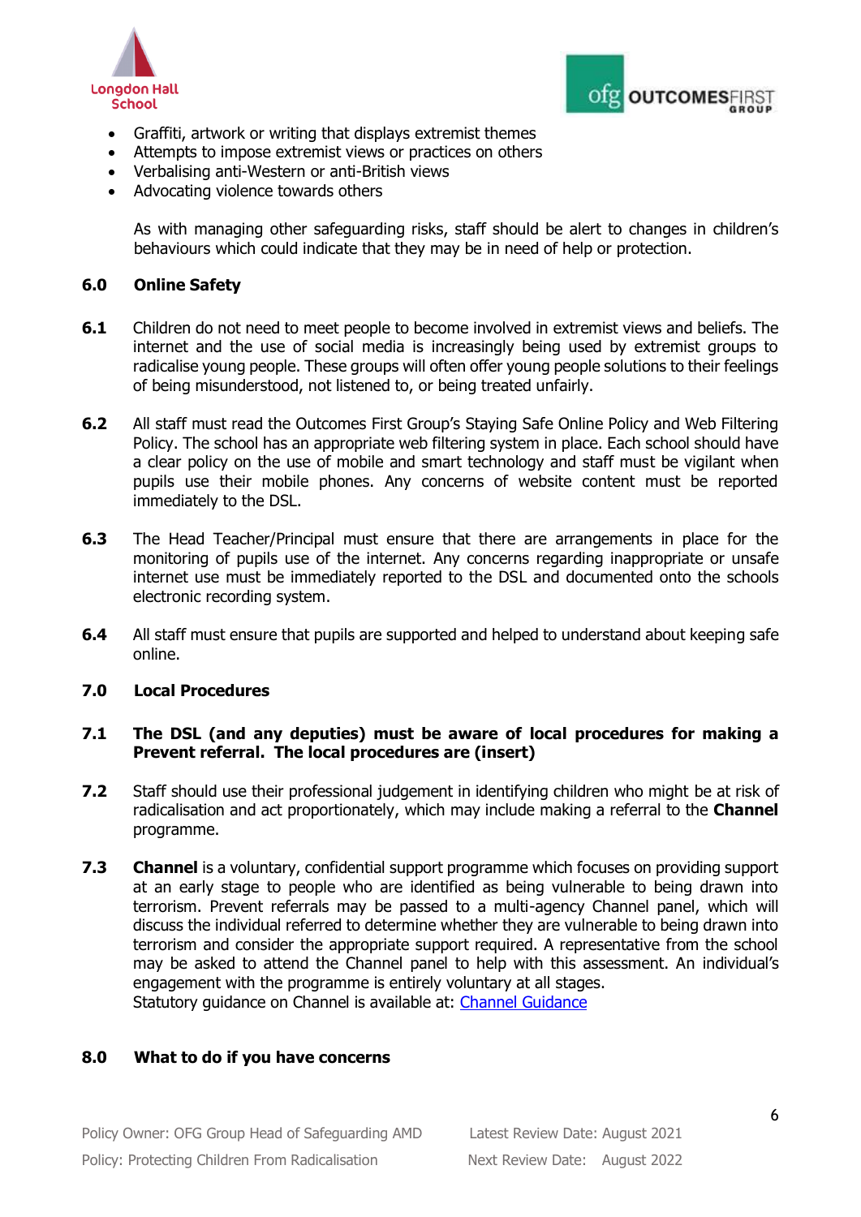- Graffiti, artwork or writing that displays extremist themes
- Attempts to impose extremist views or practices on others
- Verbalising anti-Western or anti-British views
- Advocating violence towards others

As with managing other safeguarding risks, staff should be alert to changes in children's behaviours which could indicate that they may be in need of help or protection.

## 6.0 Online Safety

**6.1** Children do not need to meet people to become involved in extremist views and beliefs. The internet and the use of social media is increasingly being used by extremist groups to radicalise young people. These groups will often offer young people solutions to their feelings of being misunderstood, not listened to, or being treated unfairly.

**6.2** All staff must read the Outcomes First Group's Staying Safe Online Policy and Web Filtering Policy. The school has an appropriate web filtering system in place. Each school should have a clear policy on the use of mobile and smart technology and staff must be vigilant when pupils use their mobile phones. Any concerns of website content must be reported immediately to the DSL.

**6.3** The Head Teacher/Principal must ensure that there are arrangements in place for the monitoring of pupils use of the internet. Any concerns regarding inappropriate or unsafe internet use must be immediately reported to the DSL and documented onto the schools electronic recording system.

**6.4** All staff must ensure that pupils are supported and helped to understand about keeping safe online.

## 7.0 Local Procedures

**7.1** **The DSL (and any deputies) must be aware of local procedures for making a Prevent referral. The local procedures are (insert)**

**7.2** Staff should use their professional judgement in identifying children who might be at risk of radicalisation and act proportionately, which may include making a referral to the **Channel** programme.

**7.3** **Channel** is a voluntary, confidential support programme which focuses on providing support at an early stage to people who are identified as being vulnerable to being drawn into terrorism. Prevent referrals may be passed to a multi-agency Channel panel, which will discuss the individual referred to determine whether they are vulnerable to being drawn into terrorism and consider the appropriate support required. A representative from the school may be asked to attend the Channel panel to help with this assessment. An individual's engagement with the programme is entirely voluntary at all stages.
Statutory guidance on Channel is available at: [Channel Guidance]

## 8.0 What to do if you have concerns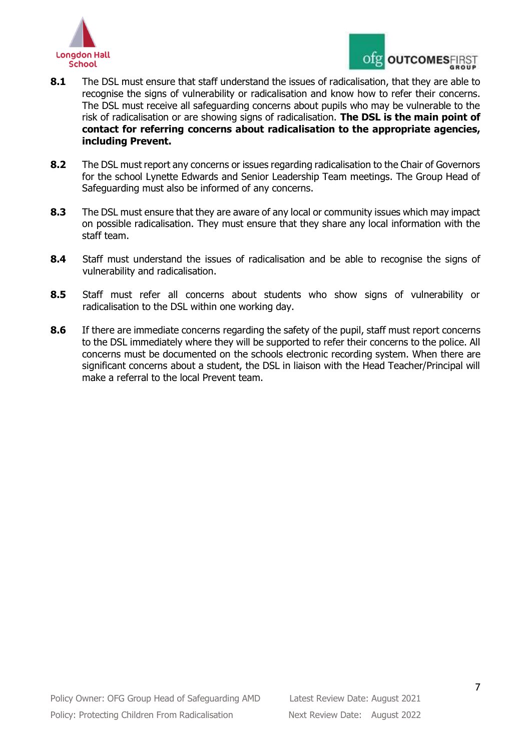**8.1** The DSL must ensure that staff understand the issues of radicalisation, that they are able to recognise the signs of vulnerability or radicalisation and know how to refer their concerns. The DSL must receive all safeguarding concerns about pupils who may be vulnerable to the risk of radicalisation or are showing signs of radicalisation. **The DSL is the main point of contact for referring concerns about radicalisation to the appropriate agencies, including Prevent.**

**8.2** The DSL must report any concerns or issues regarding radicalisation to the Chair of Governors for the school Lynette Edwards and Senior Leadership Team meetings. The Group Head of Safeguarding must also be informed of any concerns.

**8.3** The DSL must ensure that they are aware of any local or community issues which may impact on possible radicalisation. They must ensure that they share any local information with the staff team.

**8.4** Staff must understand the issues of radicalisation and be able to recognise the signs of vulnerability and radicalisation.

**8.5** Staff must refer all concerns about students who show signs of vulnerability or radicalisation to the DSL within one working day.

**8.6** If there are immediate concerns regarding the safety of the pupil, staff must report concerns to the DSL immediately where they will be supported to refer their concerns to the police. All concerns must be documented on the schools electronic recording system. When there are significant concerns about a student, the DSL in liaison with the Head Teacher/Principal will make a referral to the local Prevent team.